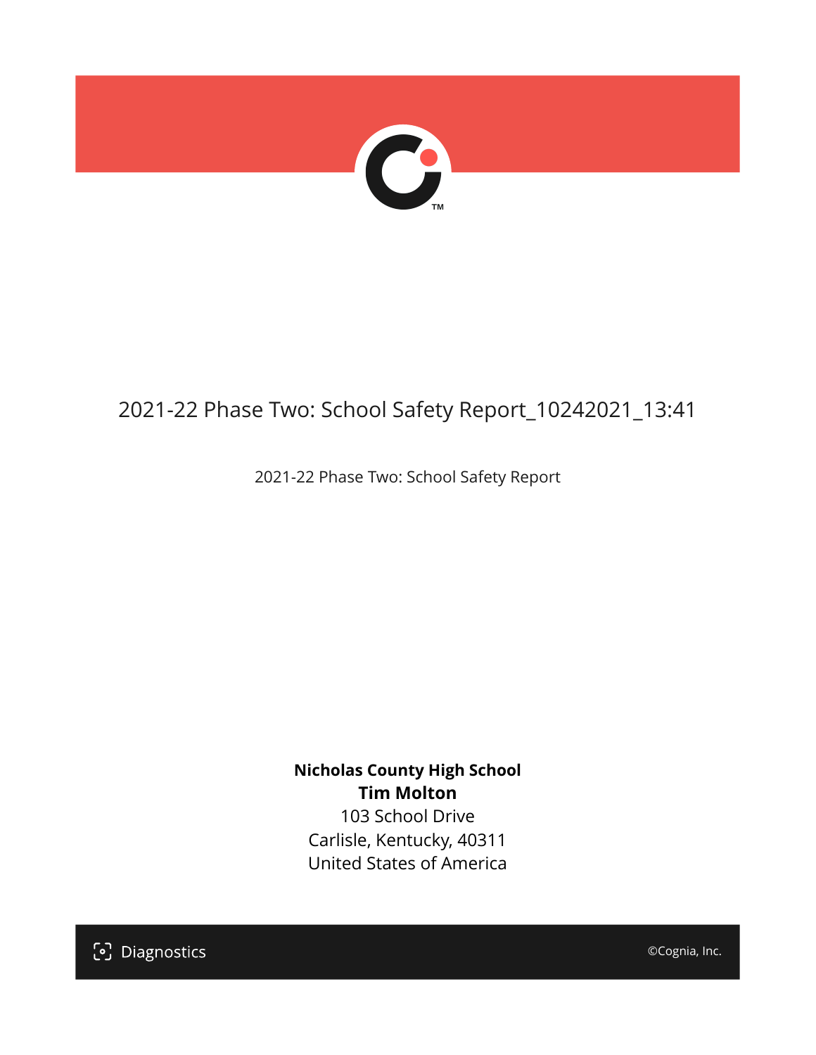# 2021-22 Phase Two: School Safety Report_10242021_13:41

2021-22 Phase Two: School Safety Report

**Nicholas County High School**
**Tim Molton**
103 School Drive
Carlisle, Kentucky, 40311
United States of America

Diagnostics

©Cognia, Inc.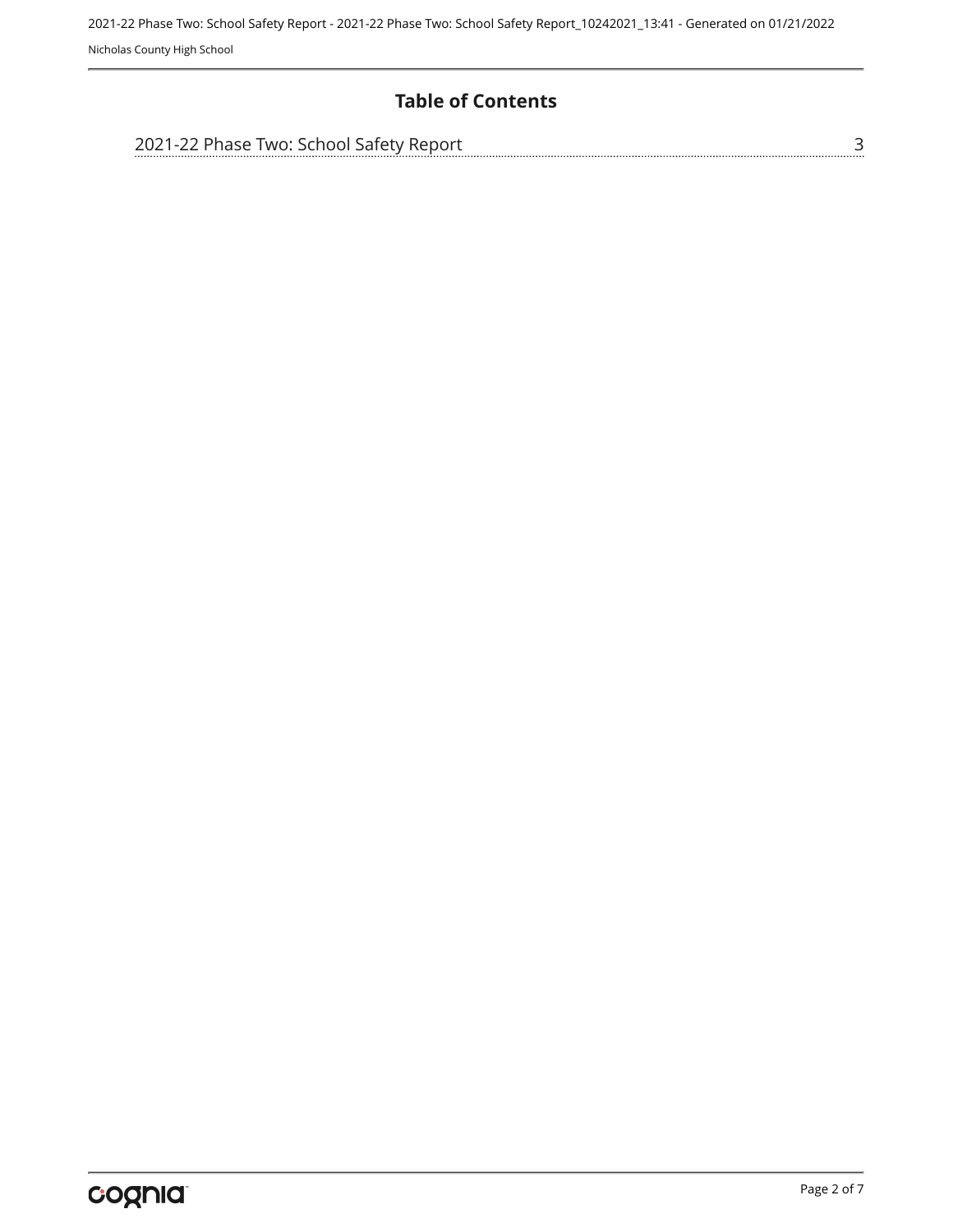# Table of Contents

2021-22 Phase Two: School Safety Report ........................................ 3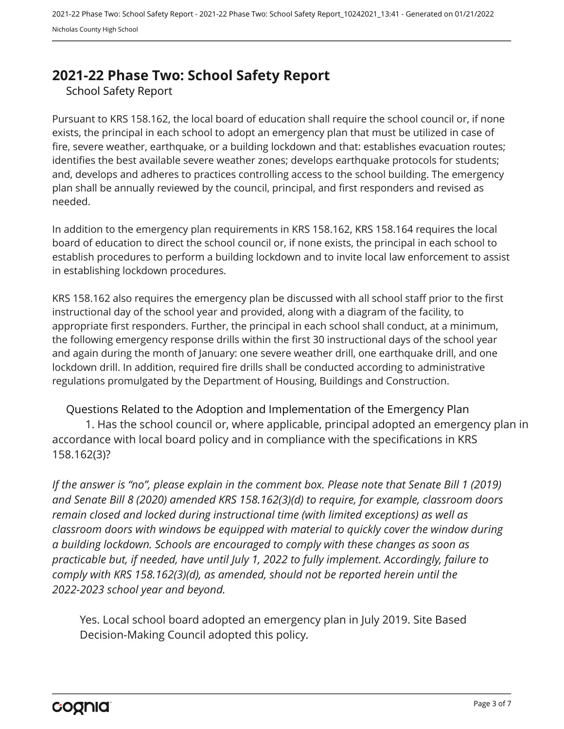# 2021-22 Phase Two: School Safety Report

School Safety Report

Pursuant to KRS 158.162, the local board of education shall require the school council or, if none exists, the principal in each school to adopt an emergency plan that must be utilized in case of fire, severe weather, earthquake, or a building lockdown and that: establishes evacuation routes; identifies the best available severe weather zones; develops earthquake protocols for students; and, develops and adheres to practices controlling access to the school building. The emergency plan shall be annually reviewed by the council, principal, and first responders and revised as needed.

In addition to the emergency plan requirements in KRS 158.162, KRS 158.164 requires the local board of education to direct the school council or, if none exists, the principal in each school to establish procedures to perform a building lockdown and to invite local law enforcement to assist in establishing lockdown procedures.

KRS 158.162 also requires the emergency plan be discussed with all school staff prior to the first instructional day of the school year and provided, along with a diagram of the facility, to appropriate first responders. Further, the principal in each school shall conduct, at a minimum, the following emergency response drills within the first 30 instructional days of the school year and again during the month of January: one severe weather drill, one earthquake drill, and one lockdown drill. In addition, required fire drills shall be conducted according to administrative regulations promulgated by the Department of Housing, Buildings and Construction.

Questions Related to the Adoption and Implementation of the Emergency Plan

1. Has the school council or, where applicable, principal adopted an emergency plan in accordance with local board policy and in compliance with the specifications in KRS 158.162(3)?

*If the answer is "no", please explain in the comment box. Please note that Senate Bill 1 (2019) and Senate Bill 8 (2020) amended KRS 158.162(3)(d) to require, for example, classroom doors remain closed and locked during instructional time (with limited exceptions) as well as classroom doors with windows be equipped with material to quickly cover the window during a building lockdown. Schools are encouraged to comply with these changes as soon as practicable but, if needed, have until July 1, 2022 to fully implement. Accordingly, failure to comply with KRS 158.162(3)(d), as amended, should not be reported herein until the 2022-2023 school year and beyond.*

Yes. Local school board adopted an emergency plan in July 2019. Site Based Decision-Making Council adopted this policy.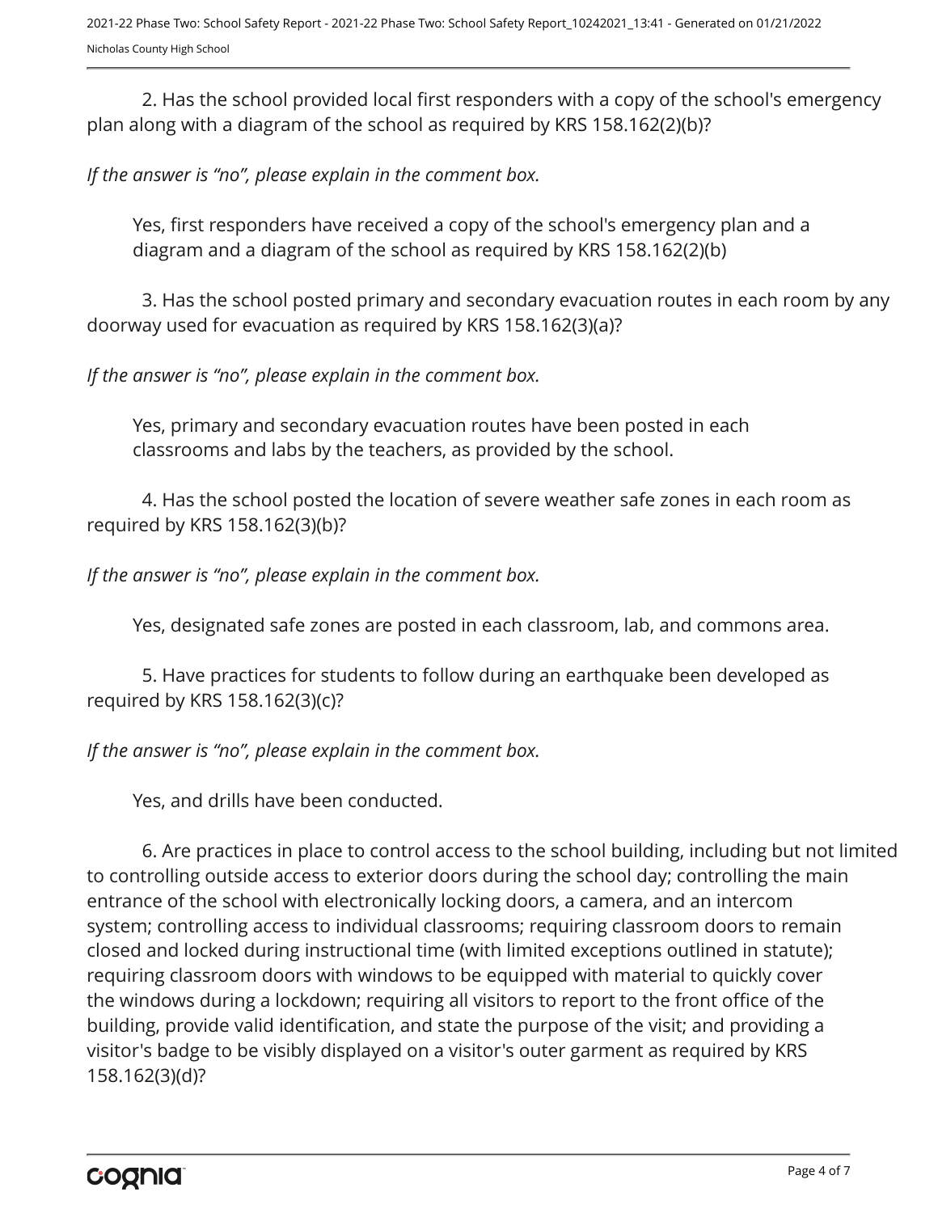2. Has the school provided local first responders with a copy of the school's emergency plan along with a diagram of the school as required by KRS 158.162(2)(b)?

*If the answer is "no", please explain in the comment box.*

Yes, first responders have received a copy of the school's emergency plan and a diagram and a diagram of the school as required by KRS 158.162(2)(b)

3. Has the school posted primary and secondary evacuation routes in each room by any doorway used for evacuation as required by KRS 158.162(3)(a)?

*If the answer is "no", please explain in the comment box.*

Yes, primary and secondary evacuation routes have been posted in each classrooms and labs by the teachers, as provided by the school.

4. Has the school posted the location of severe weather safe zones in each room as required by KRS 158.162(3)(b)?

*If the answer is "no", please explain in the comment box.*

Yes, designated safe zones are posted in each classroom, lab, and commons area.

5. Have practices for students to follow during an earthquake been developed as required by KRS 158.162(3)(c)?

*If the answer is "no", please explain in the comment box.*

Yes, and drills have been conducted.

6. Are practices in place to control access to the school building, including but not limited to controlling outside access to exterior doors during the school day; controlling the main entrance of the school with electronically locking doors, a camera, and an intercom system; controlling access to individual classrooms; requiring classroom doors to remain closed and locked during instructional time (with limited exceptions outlined in statute); requiring classroom doors with windows to be equipped with material to quickly cover the windows during a lockdown; requiring all visitors to report to the front office of the building, provide valid identification, and state the purpose of the visit; and providing a visitor's badge to be visibly displayed on a visitor's outer garment as required by KRS 158.162(3)(d)?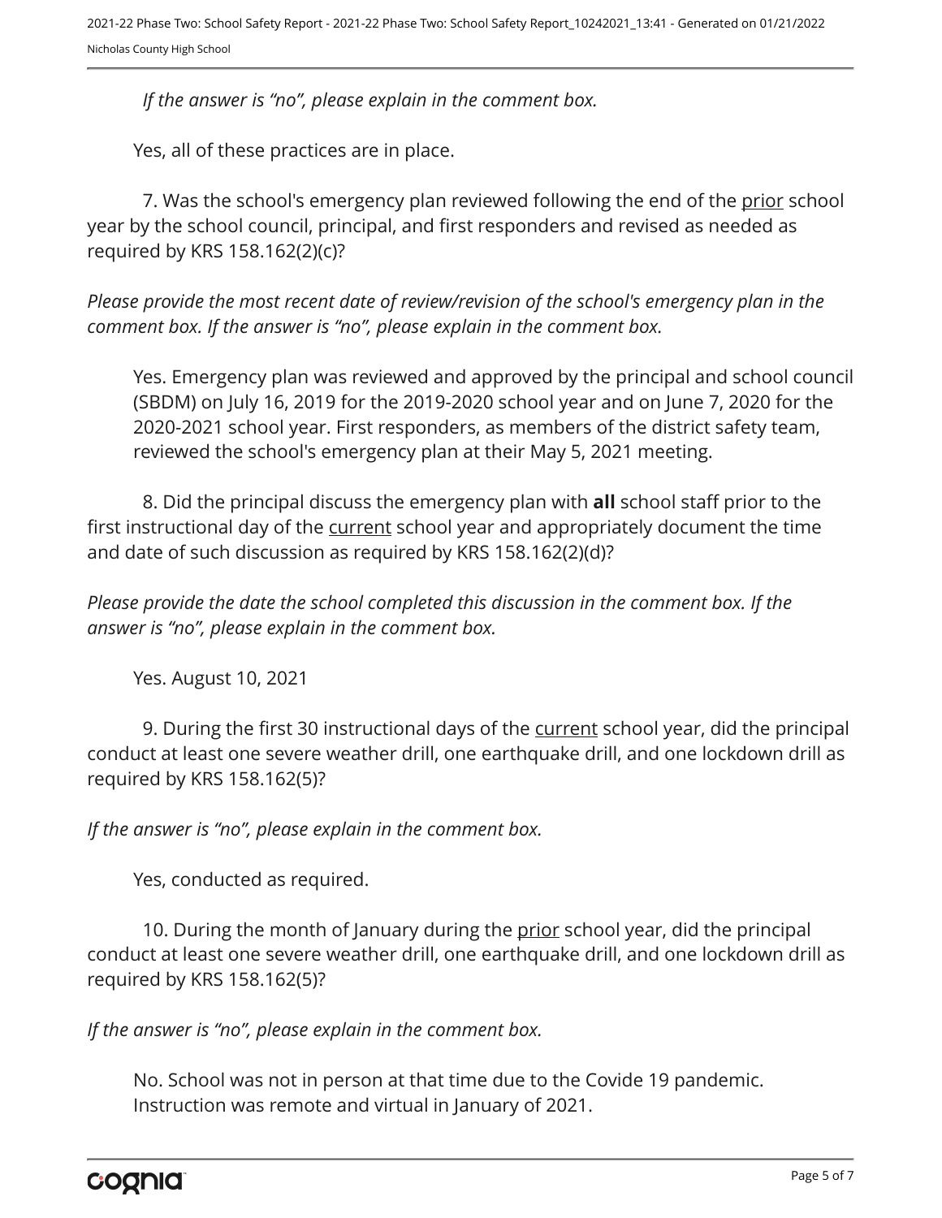*If the answer is “no”, please explain in the comment box.*

Yes, all of these practices are in place.

7. Was the school's emergency plan reviewed following the end of the <u>prior</u> school year by the school council, principal, and first responders and revised as needed as required by KRS 158.162(2)(c)?

*Please provide the most recent date of review/revision of the school's emergency plan in the comment box. If the answer is “no”, please explain in the comment box.*

Yes. Emergency plan was reviewed and approved by the principal and school council (SBDM) on July 16, 2019 for the 2019-2020 school year and on June 7, 2020 for the 2020-2021 school year. First responders, as members of the district safety team, reviewed the school's emergency plan at their May 5, 2021 meeting.

8. Did the principal discuss the emergency plan with **all** school staff prior to the first instructional day of the <u>current</u> school year and appropriately document the time and date of such discussion as required by KRS 158.162(2)(d)?

*Please provide the date the school completed this discussion in the comment box. If the answer is “no”, please explain in the comment box.*

Yes. August 10, 2021

9. During the first 30 instructional days of the <u>current</u> school year, did the principal conduct at least one severe weather drill, one earthquake drill, and one lockdown drill as required by KRS 158.162(5)?

*If the answer is “no”, please explain in the comment box.*

Yes, conducted as required.

10. During the month of January during the <u>prior</u> school year, did the principal conduct at least one severe weather drill, one earthquake drill, and one lockdown drill as required by KRS 158.162(5)?

*If the answer is “no”, please explain in the comment box.*

No. School was not in person at that time due to the Covide 19 pandemic. Instruction was remote and virtual in January of 2021.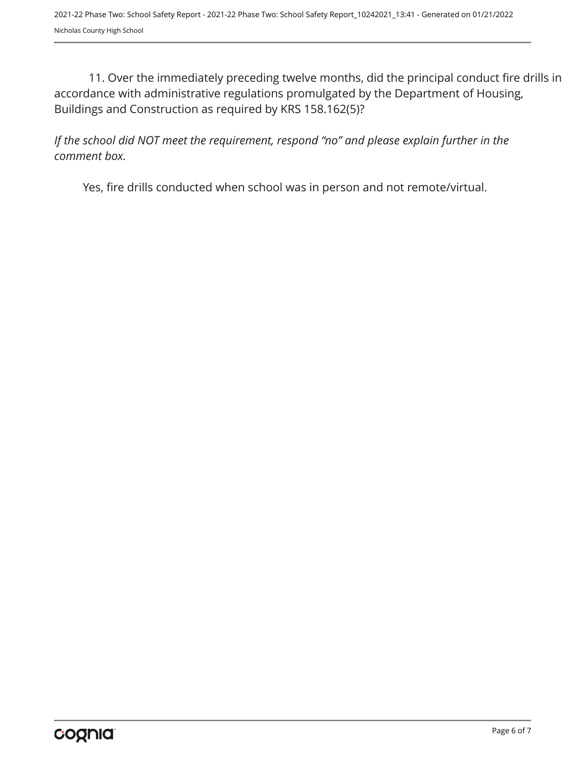11. Over the immediately preceding twelve months, did the principal conduct fire drills in accordance with administrative regulations promulgated by the Department of Housing, Buildings and Construction as required by KRS 158.162(5)?

*If the school did NOT meet the requirement, respond "no" and please explain further in the comment box.*

Yes, fire drills conducted when school was in person and not remote/virtual.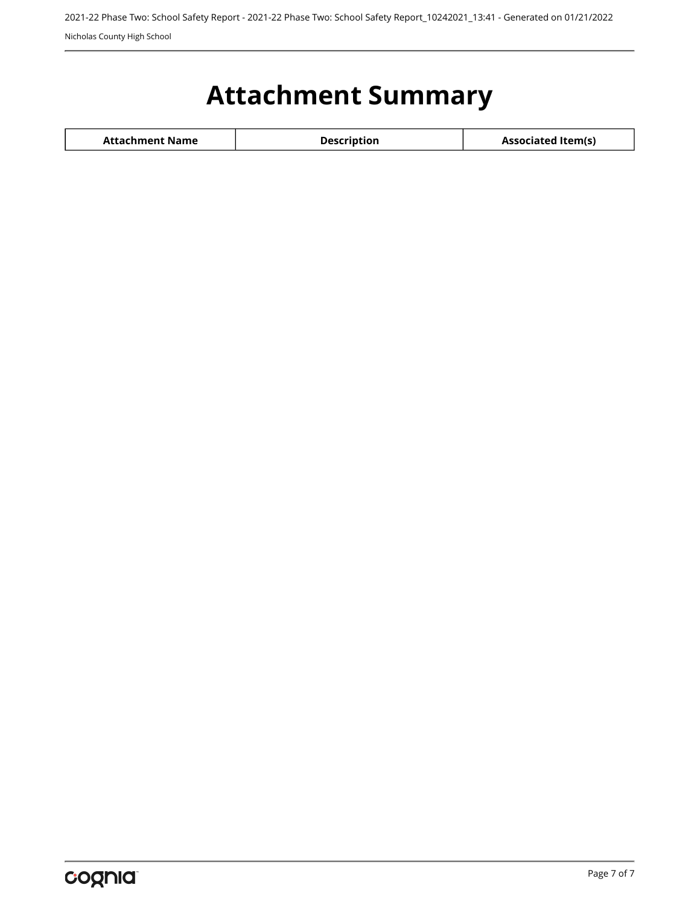# Attachment Summary

| Attachment Name | Description | Associated Item(s) |
| --- | --- | --- |